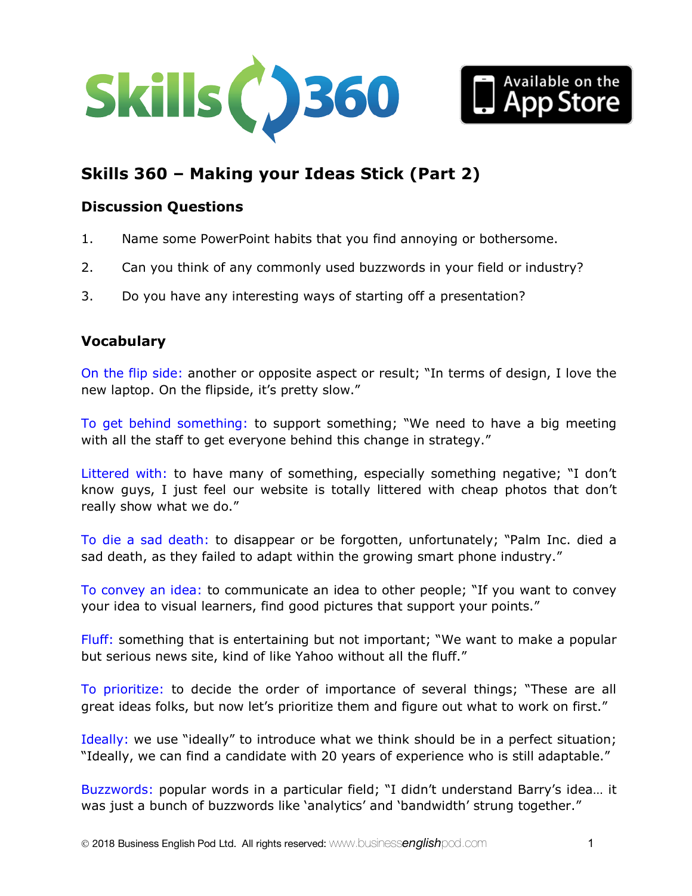# Skills 360 – Making your Ideas Stick (Part 2)

## Discussion Questions

1. Name some PowerPoint habits that you find annoying or bothersome.
2. Can you think of any commonly used buzzwords in your field or industry?
3. Do you have any interesting ways of starting off a presentation?

## Vocabulary

On the flip side: another or opposite aspect or result; "In terms of design, I love the new laptop. On the flipside, it's pretty slow."

To get behind something: to support something; "We need to have a big meeting with all the staff to get everyone behind this change in strategy."

Littered with: to have many of something, especially something negative; "I don't know guys, I just feel our website is totally littered with cheap photos that don't really show what we do."

To die a sad death: to disappear or be forgotten, unfortunately; "Palm Inc. died a sad death, as they failed to adapt within the growing smart phone industry."

To convey an idea: to communicate an idea to other people; "If you want to convey your idea to visual learners, find good pictures that support your points."

Fluff: something that is entertaining but not important; "We want to make a popular but serious news site, kind of like Yahoo without all the fluff."

To prioritize: to decide the order of importance of several things; "These are all great ideas folks, but now let's prioritize them and figure out what to work on first."

Ideally: we use "ideally" to introduce what we think should be in a perfect situation; "Ideally, we can find a candidate with 20 years of experience who is still adaptable."

Buzzwords: popular words in a particular field; "I didn't understand Barry's idea… it was just a bunch of buzzwords like 'analytics' and 'bandwidth' strung together."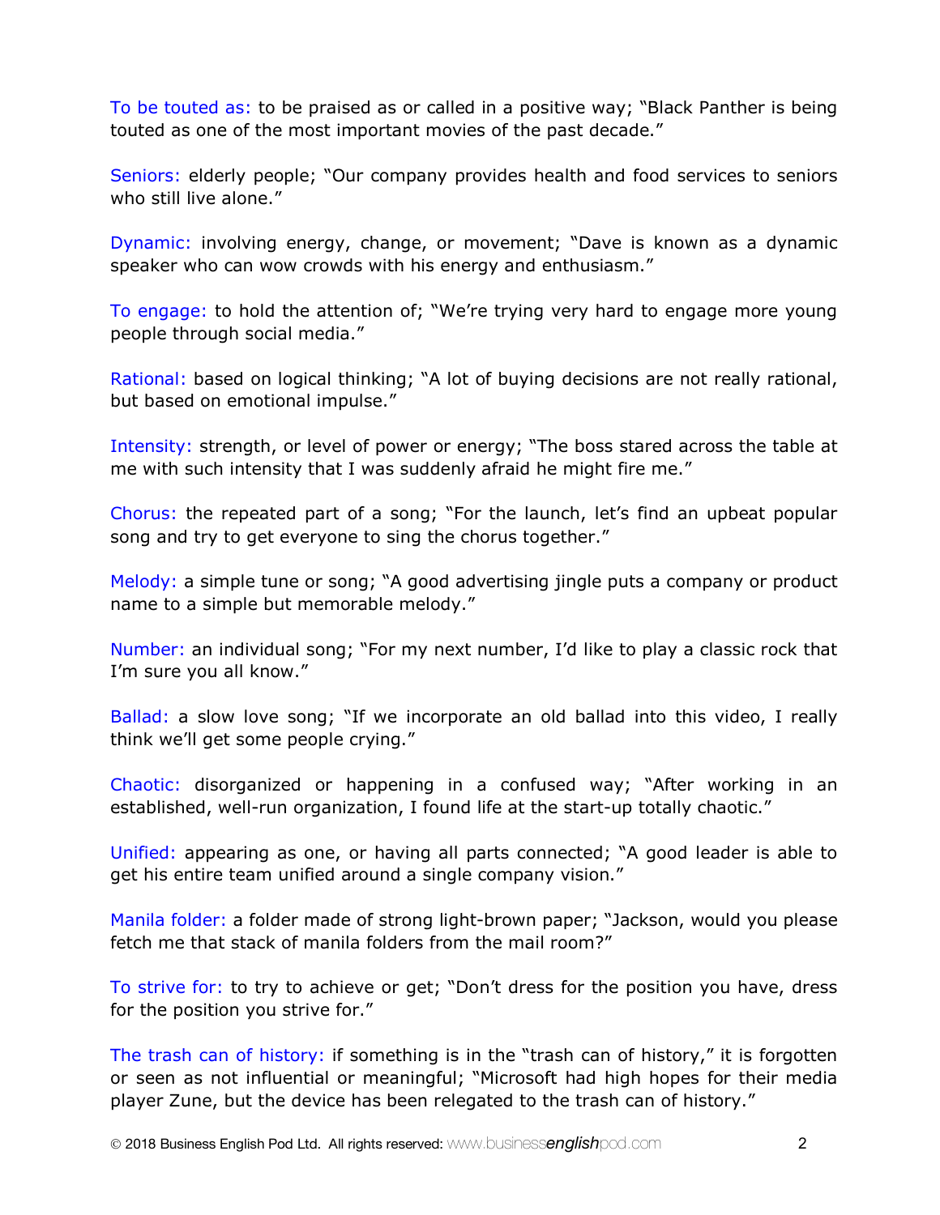To be touted as: to be praised as or called in a positive way; "Black Panther is being touted as one of the most important movies of the past decade."

Seniors: elderly people; "Our company provides health and food services to seniors who still live alone."

Dynamic: involving energy, change, or movement; "Dave is known as a dynamic speaker who can wow crowds with his energy and enthusiasm."

To engage: to hold the attention of; "We're trying very hard to engage more young people through social media."

Rational: based on logical thinking; "A lot of buying decisions are not really rational, but based on emotional impulse."

Intensity: strength, or level of power or energy; "The boss stared across the table at me with such intensity that I was suddenly afraid he might fire me."

Chorus: the repeated part of a song; "For the launch, let's find an upbeat popular song and try to get everyone to sing the chorus together."

Melody: a simple tune or song; "A good advertising jingle puts a company or product name to a simple but memorable melody."

Number: an individual song; "For my next number, I'd like to play a classic rock that I'm sure you all know."

Ballad: a slow love song; "If we incorporate an old ballad into this video, I really think we'll get some people crying."

Chaotic: disorganized or happening in a confused way; "After working in an established, well-run organization, I found life at the start-up totally chaotic."

Unified: appearing as one, or having all parts connected; "A good leader is able to get his entire team unified around a single company vision."

Manila folder: a folder made of strong light-brown paper; "Jackson, would you please fetch me that stack of manila folders from the mail room?"

To strive for: to try to achieve or get; "Don't dress for the position you have, dress for the position you strive for."

The trash can of history: if something is in the "trash can of history," it is forgotten or seen as not influential or meaningful; "Microsoft had high hopes for their media player Zune, but the device has been relegated to the trash can of history."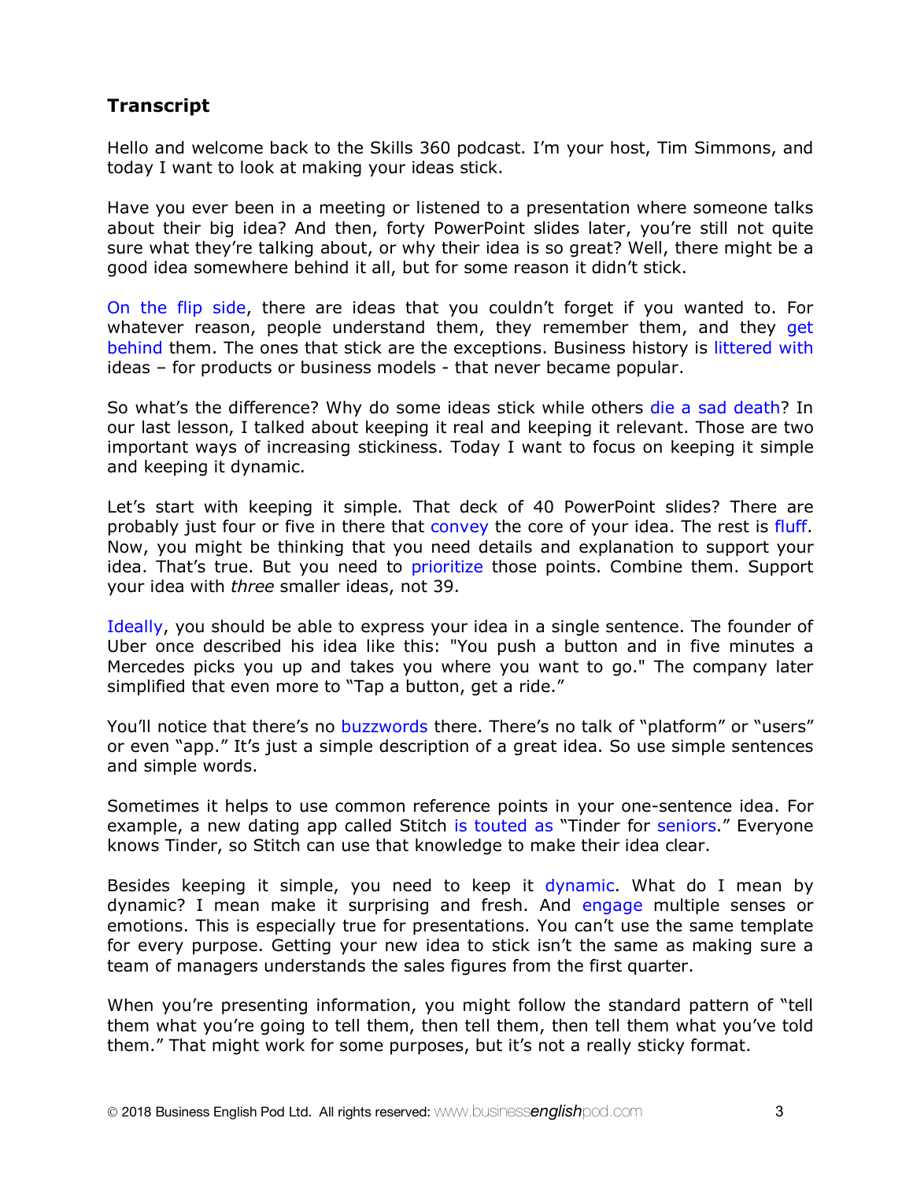## Transcript

Hello and welcome back to the Skills 360 podcast. I'm your host, Tim Simmons, and today I want to look at making your ideas stick.

Have you ever been in a meeting or listened to a presentation where someone talks about their big idea? And then, forty PowerPoint slides later, you're still not quite sure what they're talking about, or why their idea is so great? Well, there might be a good idea somewhere behind it all, but for some reason it didn't stick.

On the flip side, there are ideas that you couldn't forget if you wanted to. For whatever reason, people understand them, they remember them, and they get behind them. The ones that stick are the exceptions. Business history is littered with ideas – for products or business models - that never became popular.

So what's the difference? Why do some ideas stick while others die a sad death? In our last lesson, I talked about keeping it real and keeping it relevant. Those are two important ways of increasing stickiness. Today I want to focus on keeping it simple and keeping it dynamic.

Let's start with keeping it simple. That deck of 40 PowerPoint slides? There are probably just four or five in there that convey the core of your idea. The rest is fluff. Now, you might be thinking that you need details and explanation to support your idea. That's true. But you need to prioritize those points. Combine them. Support your idea with *three* smaller ideas, not 39.

Ideally, you should be able to express your idea in a single sentence. The founder of Uber once described his idea like this: "You push a button and in five minutes a Mercedes picks you up and takes you where you want to go." The company later simplified that even more to "Tap a button, get a ride."

You'll notice that there's no buzzwords there. There's no talk of "platform" or "users" or even "app." It's just a simple description of a great idea. So use simple sentences and simple words.

Sometimes it helps to use common reference points in your one-sentence idea. For example, a new dating app called Stitch is touted as "Tinder for seniors." Everyone knows Tinder, so Stitch can use that knowledge to make their idea clear.

Besides keeping it simple, you need to keep it dynamic. What do I mean by dynamic? I mean make it surprising and fresh. And engage multiple senses or emotions. This is especially true for presentations. You can't use the same template for every purpose. Getting your new idea to stick isn't the same as making sure a team of managers understands the sales figures from the first quarter.

When you're presenting information, you might follow the standard pattern of "tell them what you're going to tell them, then tell them, then tell them what you've told them." That might work for some purposes, but it's not a really sticky format.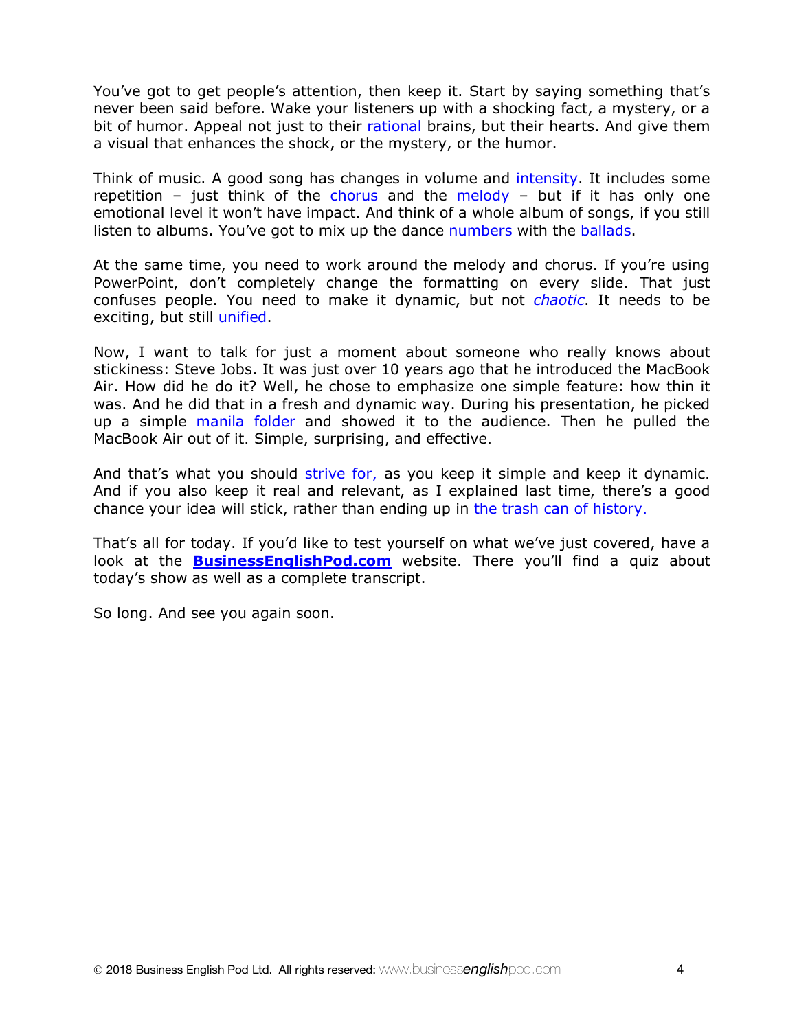You've got to get people's attention, then keep it. Start by saying something that's never been said before. Wake your listeners up with a shocking fact, a mystery, or a bit of humor. Appeal not just to their rational brains, but their hearts. And give them a visual that enhances the shock, or the mystery, or the humor.

Think of music. A good song has changes in volume and intensity. It includes some repetition – just think of the chorus and the melody – but if it has only one emotional level it won't have impact. And think of a whole album of songs, if you still listen to albums. You've got to mix up the dance numbers with the ballads.

At the same time, you need to work around the melody and chorus. If you're using PowerPoint, don't completely change the formatting on every slide. That just confuses people. You need to make it dynamic, but not *chaotic*. It needs to be exciting, but still unified.

Now, I want to talk for just a moment about someone who really knows about stickiness: Steve Jobs. It was just over 10 years ago that he introduced the MacBook Air. How did he do it? Well, he chose to emphasize one simple feature: how thin it was. And he did that in a fresh and dynamic way. During his presentation, he picked up a simple manila folder and showed it to the audience. Then he pulled the MacBook Air out of it. Simple, surprising, and effective.

And that's what you should strive for, as you keep it simple and keep it dynamic. And if you also keep it real and relevant, as I explained last time, there's a good chance your idea will stick, rather than ending up in the trash can of history.

That's all for today. If you'd like to test yourself on what we've just covered, have a look at the **BusinessEnglishPod.com** website. There you'll find a quiz about today's show as well as a complete transcript.

So long. And see you again soon.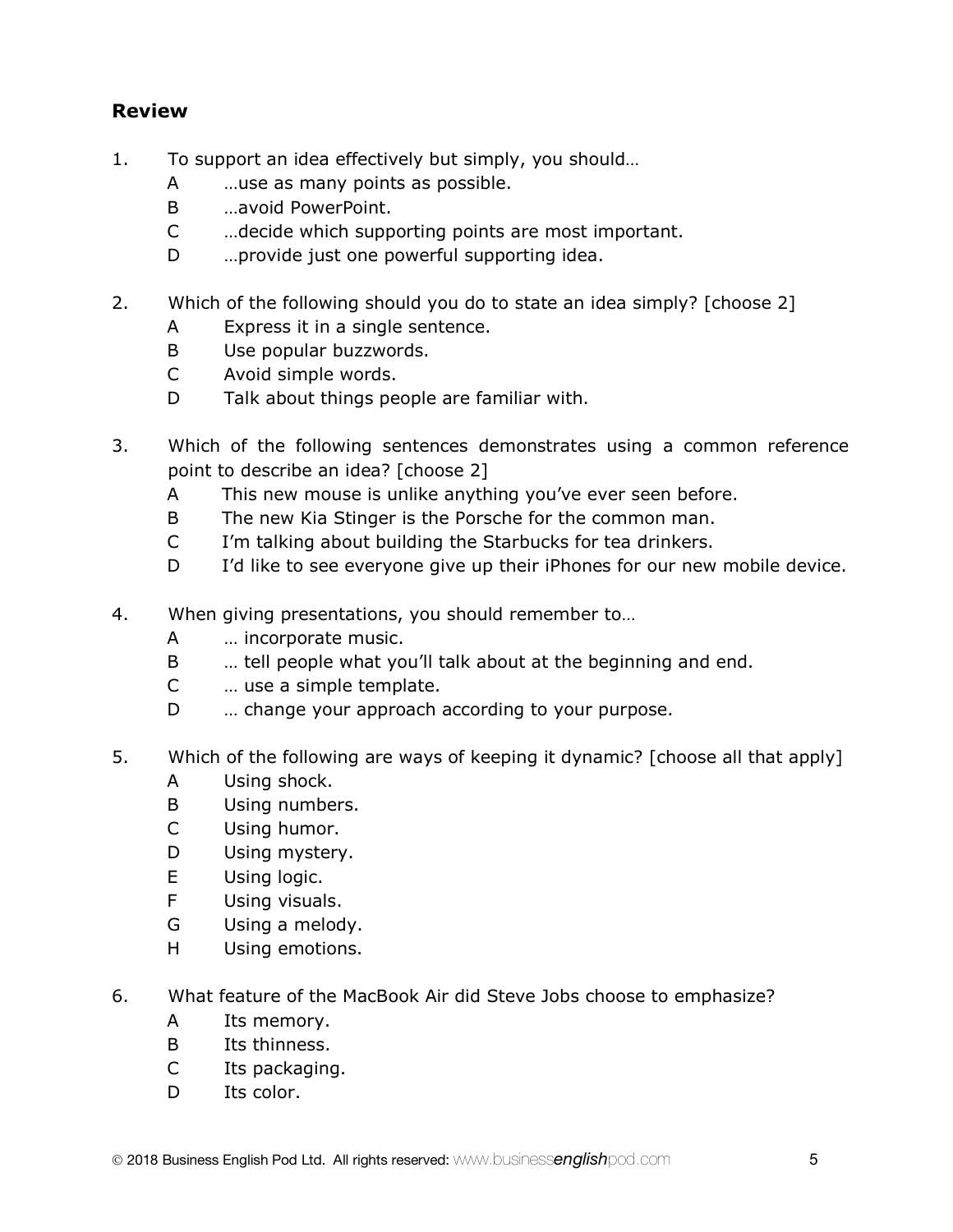## Review

1. To support an idea effectively but simply, you should…
   - A …use as many points as possible.
   - B …avoid PowerPoint.
   - C …decide which supporting points are most important.
   - D …provide just one powerful supporting idea.

2. Which of the following should you do to state an idea simply? [choose 2]
   - A Express it in a single sentence.
   - B Use popular buzzwords.
   - C Avoid simple words.
   - D Talk about things people are familiar with.

3. Which of the following sentences demonstrates using a common reference point to describe an idea? [choose 2]
   - A This new mouse is unlike anything you've ever seen before.
   - B The new Kia Stinger is the Porsche for the common man.
   - C I'm talking about building the Starbucks for tea drinkers.
   - D I'd like to see everyone give up their iPhones for our new mobile device.

4. When giving presentations, you should remember to…
   - A … incorporate music.
   - B … tell people what you'll talk about at the beginning and end.
   - C … use a simple template.
   - D … change your approach according to your purpose.

5. Which of the following are ways of keeping it dynamic? [choose all that apply]
   - A Using shock.
   - B Using numbers.
   - C Using humor.
   - D Using mystery.
   - E Using logic.
   - F Using visuals.
   - G Using a melody.
   - H Using emotions.

6. What feature of the MacBook Air did Steve Jobs choose to emphasize?
   - A Its memory.
   - B Its thinness.
   - C Its packaging.
   - D Its color.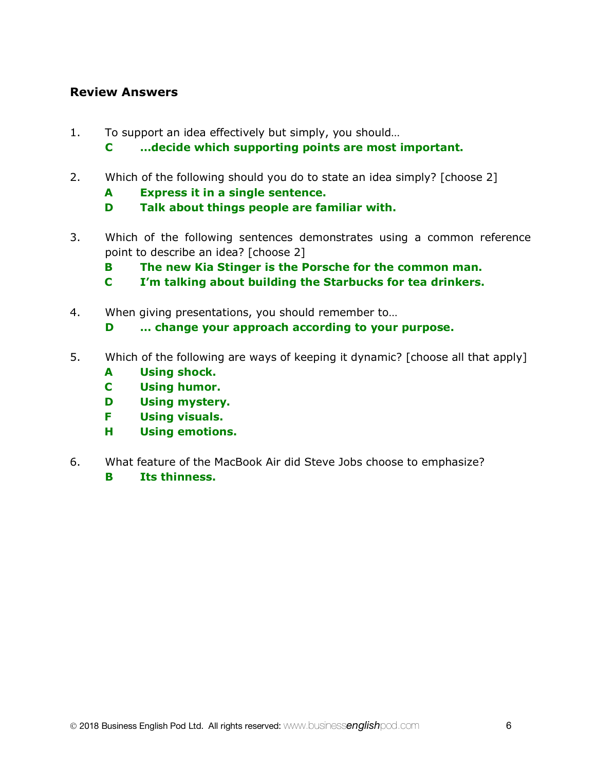## Review Answers

1. To support an idea effectively but simply, you should…

   **C …decide which supporting points are most important.**

2. Which of the following should you do to state an idea simply? [choose 2]

   **A Express it in a single sentence.**

   **D Talk about things people are familiar with.**

3. Which of the following sentences demonstrates using a common reference point to describe an idea? [choose 2]

   **B The new Kia Stinger is the Porsche for the common man.**

   **C I'm talking about building the Starbucks for tea drinkers.**

4. When giving presentations, you should remember to…

   **D … change your approach according to your purpose.**

5. Which of the following are ways of keeping it dynamic? [choose all that apply]

   **A Using shock.**

   **C Using humor.**

   **D Using mystery.**

   **F Using visuals.**

   **H Using emotions.**

6. What feature of the MacBook Air did Steve Jobs choose to emphasize?

   **B Its thinness.**

© 2018 Business English Pod Ltd. All rights reserved: www.businessenglishpod.com